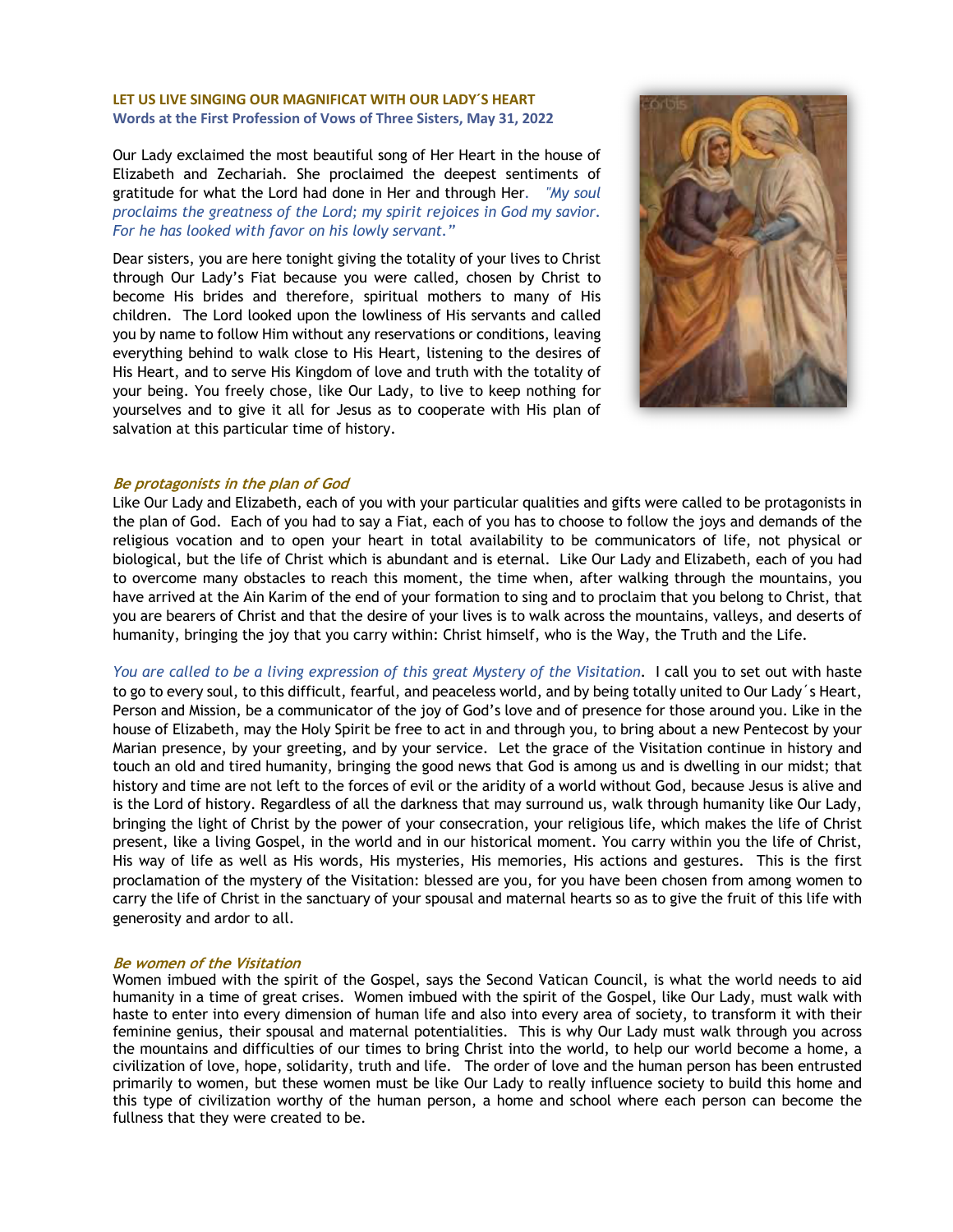**LET US LIVE SINGING OUR MAGNIFICAT WITH OUR LADY´S HEART**
**Words at the First Profession of Vows of Three Sisters, May 31, 2022**

Our Lady exclaimed the most beautiful song of Her Heart in the house of Elizabeth and Zechariah. She proclaimed the deepest sentiments of gratitude for what the Lord had done in Her and through Her. *"My soul proclaims the greatness of the Lord; my spirit rejoices in God my savior. For he has looked with favor on his lowly servant."*

Dear sisters, you are here tonight giving the totality of your lives to Christ through Our Lady's Fiat because you were called, chosen by Christ to become His brides and therefore, spiritual mothers to many of His children. The Lord looked upon the lowliness of His servants and called you by name to follow Him without any reservations or conditions, leaving everything behind to walk close to His Heart, listening to the desires of His Heart, and to serve His Kingdom of love and truth with the totality of your being. You freely chose, like Our Lady, to live to keep nothing for yourselves and to give it all for Jesus as to cooperate with His plan of salvation at this particular time of history.

### *Be protagonists in the plan of God*

Like Our Lady and Elizabeth, each of you with your particular qualities and gifts were called to be protagonists in the plan of God. Each of you had to say a Fiat, each of you has to choose to follow the joys and demands of the religious vocation and to open your heart in total availability to be communicators of life, not physical or biological, but the life of Christ which is abundant and is eternal. Like Our Lady and Elizabeth, each of you had to overcome many obstacles to reach this moment, the time when, after walking through the mountains, you have arrived at the Ain Karim of the end of your formation to sing and to proclaim that you belong to Christ, that you are bearers of Christ and that the desire of your lives is to walk across the mountains, valleys, and deserts of humanity, bringing the joy that you carry within: Christ himself, who is the Way, the Truth and the Life.

*You are called to be a living expression of this great Mystery of the Visitation*. I call you to set out with haste to go to every soul, to this difficult, fearful, and peaceless world, and by being totally united to Our Lady´s Heart, Person and Mission, be a communicator of the joy of God's love and of presence for those around you. Like in the house of Elizabeth, may the Holy Spirit be free to act in and through you, to bring about a new Pentecost by your Marian presence, by your greeting, and by your service. Let the grace of the Visitation continue in history and touch an old and tired humanity, bringing the good news that God is among us and is dwelling in our midst; that history and time are not left to the forces of evil or the aridity of a world without God, because Jesus is alive and is the Lord of history. Regardless of all the darkness that may surround us, walk through humanity like Our Lady, bringing the light of Christ by the power of your consecration, your religious life, which makes the life of Christ present, like a living Gospel, in the world and in our historical moment. You carry within you the life of Christ, His way of life as well as His words, His mysteries, His memories, His actions and gestures. This is the first proclamation of the mystery of the Visitation: blessed are you, for you have been chosen from among women to carry the life of Christ in the sanctuary of your spousal and maternal hearts so as to give the fruit of this life with generosity and ardor to all.

### *Be women of the Visitation*

Women imbued with the spirit of the Gospel, says the Second Vatican Council, is what the world needs to aid humanity in a time of great crises. Women imbued with the spirit of the Gospel, like Our Lady, must walk with haste to enter into every dimension of human life and also into every area of society, to transform it with their feminine genius, their spousal and maternal potentialities. This is why Our Lady must walk through you across the mountains and difficulties of our times to bring Christ into the world, to help our world become a home, a civilization of love, hope, solidarity, truth and life. The order of love and the human person has been entrusted primarily to women, but these women must be like Our Lady to really influence society to build this home and this type of civilization worthy of the human person, a home and school where each person can become the fullness that they were created to be.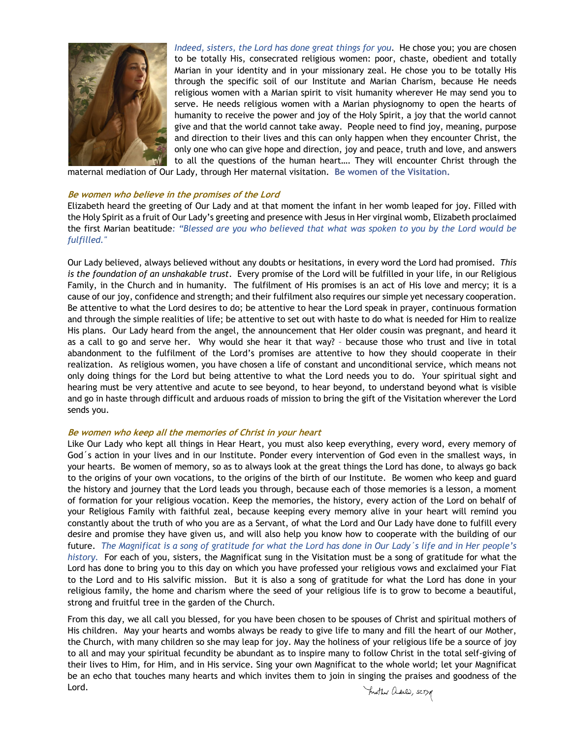*Indeed, sisters, the Lord has done great things for you.* He chose you; you are chosen to be totally His, consecrated religious women: poor, chaste, obedient and totally Marian in your identity and in your missionary zeal. He chose you to be totally His through the specific soil of our Institute and Marian Charism, because He needs religious women with a Marian spirit to visit humanity wherever He may send you to serve. He needs religious women with a Marian physiognomy to open the hearts of humanity to receive the power and joy of the Holy Spirit, a joy that the world cannot give and that the world cannot take away. People need to find joy, meaning, purpose and direction to their lives and this can only happen when they encounter Christ, the only one who can give hope and direction, joy and peace, truth and love, and answers to all the questions of the human heart…. They will encounter Christ through the maternal mediation of Our Lady, through Her maternal visitation. **Be women of the Visitation.**

### *Be women who believe in the promises of the Lord*

Elizabeth heard the greeting of Our Lady and at that moment the infant in her womb leaped for joy. Filled with the Holy Spirit as a fruit of Our Lady's greeting and presence with Jesus in Her virginal womb, Elizabeth proclaimed the first Marian beatitude*: "Blessed are you who believed that what was spoken to you by the Lord would be fulfilled."*

Our Lady believed, always believed without any doubts or hesitations, in every word the Lord had promised. *This is the foundation of an unshakable trust*. Every promise of the Lord will be fulfilled in your life, in our Religious Family, in the Church and in humanity. The fulfilment of His promises is an act of His love and mercy; it is a cause of our joy, confidence and strength; and their fulfilment also requires our simple yet necessary cooperation. Be attentive to what the Lord desires to do; be attentive to hear the Lord speak in prayer, continuous formation and through the simple realities of life; be attentive to set out with haste to do what is needed for Him to realize His plans. Our Lady heard from the angel, the announcement that Her older cousin was pregnant, and heard it as a call to go and serve her. Why would she hear it that way? – because those who trust and live in total abandonment to the fulfilment of the Lord's promises are attentive to how they should cooperate in their realization. As religious women, you have chosen a life of constant and unconditional service, which means not only doing things for the Lord but being attentive to what the Lord needs you to do. Your spiritual sight and hearing must be very attentive and acute to see beyond, to hear beyond, to understand beyond what is visible and go in haste through difficult and arduous roads of mission to bring the gift of the Visitation wherever the Lord sends you.

### *Be women who keep all the memories of Christ in your heart*

Like Our Lady who kept all things in Hear Heart, you must also keep everything, every word, every memory of God´s action in your lives and in our Institute. Ponder every intervention of God even in the smallest ways, in your hearts. Be women of memory, so as to always look at the great things the Lord has done, to always go back to the origins of your own vocations, to the origins of the birth of our Institute. Be women who keep and guard the history and journey that the Lord leads you through, because each of those memories is a lesson, a moment of formation for your religious vocation. Keep the memories, the history, every action of the Lord on behalf of your Religious Family with faithful zeal, because keeping every memory alive in your heart will remind you constantly about the truth of who you are as a Servant, of what the Lord and Our Lady have done to fulfill every desire and promise they have given us, and will also help you know how to cooperate with the building of our future. *The Magnificat is a song of gratitude for what the Lord has done in Our Lady´s life and in Her people's history.* For each of you, sisters, the Magnificat sung in the Visitation must be a song of gratitude for what the Lord has done to bring you to this day on which you have professed your religious vows and exclaimed your Fiat to the Lord and to His salvific mission. But it is also a song of gratitude for what the Lord has done in your religious family, the home and charism where the seed of your religious life is to grow to become a beautiful, strong and fruitful tree in the garden of the Church.

From this day, we all call you blessed, for you have been chosen to be spouses of Christ and spiritual mothers of His children. May your hearts and wombs always be ready to give life to many and fill the heart of our Mother, the Church, with many children so she may leap for joy. May the holiness of your religious life be a source of joy to all and may your spiritual fecundity be abundant as to inspire many to follow Christ in the total self-giving of their lives to Him, for Him, and in His service. Sing your own Magnificat to the whole world; let your Magnificat be an echo that touches many hearts and which invites them to join in singing the praises and goodness of the Lord.

Mother Adela, SCTJM